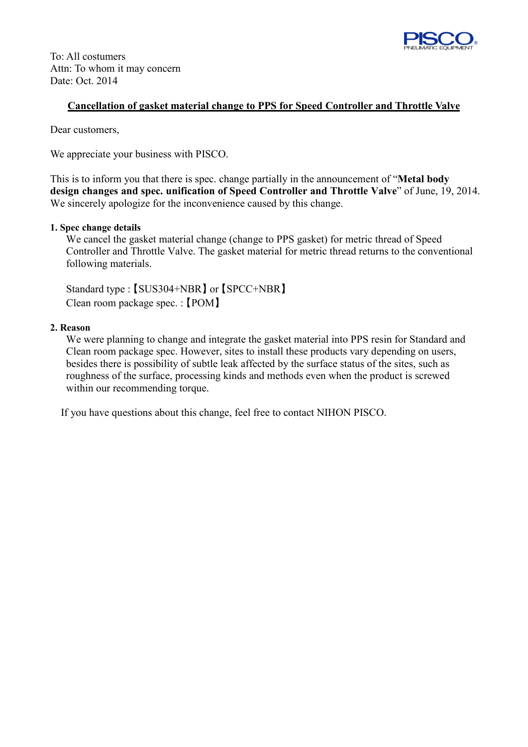To: All costumers
Attn: To whom it may concern
Date: Oct. 2014

## Cancellation of gasket material change to PPS for Speed Controller and Throttle Valve

Dear customers,

We appreciate your business with PISCO.

This is to inform you that there is spec. change partially in the announcement of "**Metal body design changes and spec. unification of Speed Controller and Throttle Valve**" of June, 19, 2014. We sincerely apologize for the inconvenience caused by this change.

**1. Spec change details**

We cancel the gasket material change (change to PPS gasket) for metric thread of Speed Controller and Throttle Valve. The gasket material for metric thread returns to the conventional following materials.

Standard type :【SUS304+NBR】or【SPCC+NBR】
Clean room package spec. :【POM】

**2. Reason**

We were planning to change and integrate the gasket material into PPS resin for Standard and Clean room package spec. However, sites to install these products vary depending on users, besides there is possibility of subtle leak affected by the surface status of the sites, such as roughness of the surface, processing kinds and methods even when the product is screwed within our recommending torque.

If you have questions about this change, feel free to contact NIHON PISCO.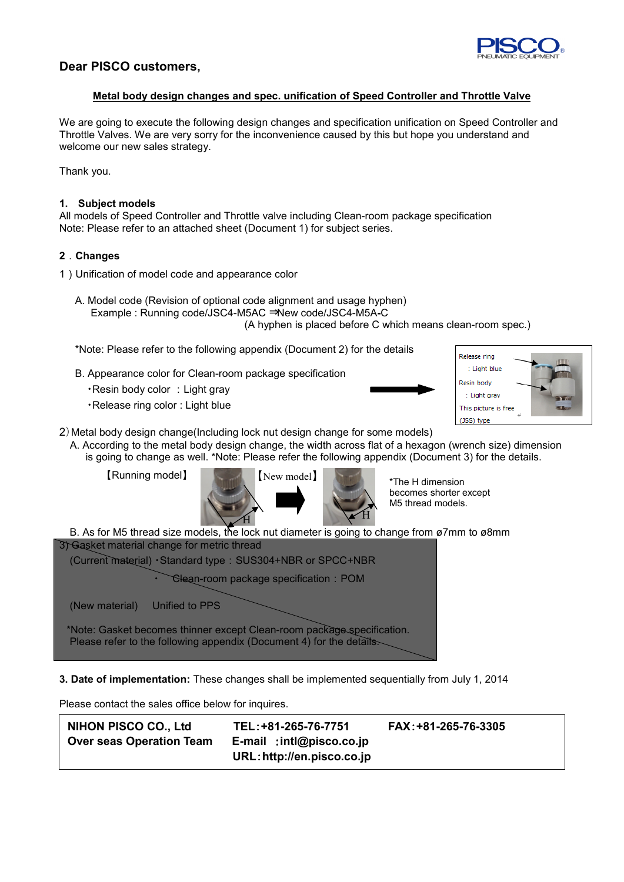## Dear PISCO customers,

**Metal body design changes and spec. unification of Speed Controller and Throttle Valve**

We are going to execute the following design changes and specification unification on Speed Controller and Throttle Valves. We are very sorry for the inconvenience caused by this but hope you understand and welcome our new sales strategy.

Thank you.

**1. Subject models**

All models of Speed Controller and Throttle valve including Clean-room package specification
Note: Please refer to an attached sheet (Document 1) for subject series.

**2．Changes**

1）Unification of model code and appearance color

A. Model code (Revision of optional code alignment and usage hyphen)
Example : Running code/JSC4-M5AC ⇒New code/JSC4-M5A-C
(A hyphen is placed before C which means clean-room spec.)

*Note: Please refer to the following appendix (Document 2) for the details

B. Appearance color for Clean-room package specification

・Resin body color ：Light gray
・Release ring color : Light blue

Release ring
: Light blue
Resin body
: Light gray
This picture is free (JSS) type

2）Metal body design change(Including lock nut design change for some models)

A. According to the metal body design change, the width across flat of a hexagon (wrench size) dimension is going to change as well. *Note: Please refer the following appendix (Document 3) for the details.

【Running model】 【New model】

*The H dimension becomes shorter except M5 thread models.

B. As for M5 thread size models, the lock nut diameter is going to change from ø7mm to ø8mm

~~3) Gasket material change for metric thread~~

~~(Current material) ・Standard type：SUS304+NBR or SPCC+NBR~~

~~・ Clean-room package specification：POM~~

~~(New material) Unified to PPS~~

~~*Note: Gasket becomes thinner except Clean-room package specification. Please refer to the following appendix (Document 4) for the details.~~

**3. Date of implementation:** These changes shall be implemented sequentially from July 1, 2014

Please contact the sales office below for inquires.

| **NIHON PISCO CO., Ltd**<br>**Over seas Operation Team** | **TEL：+81-265-76-7751**<br>**E-mail ：intl@pisco.co.jp**<br>**URL：http://en.pisco.co.jp** | **FAX：+81-265-76-3305** |
|---|---|---|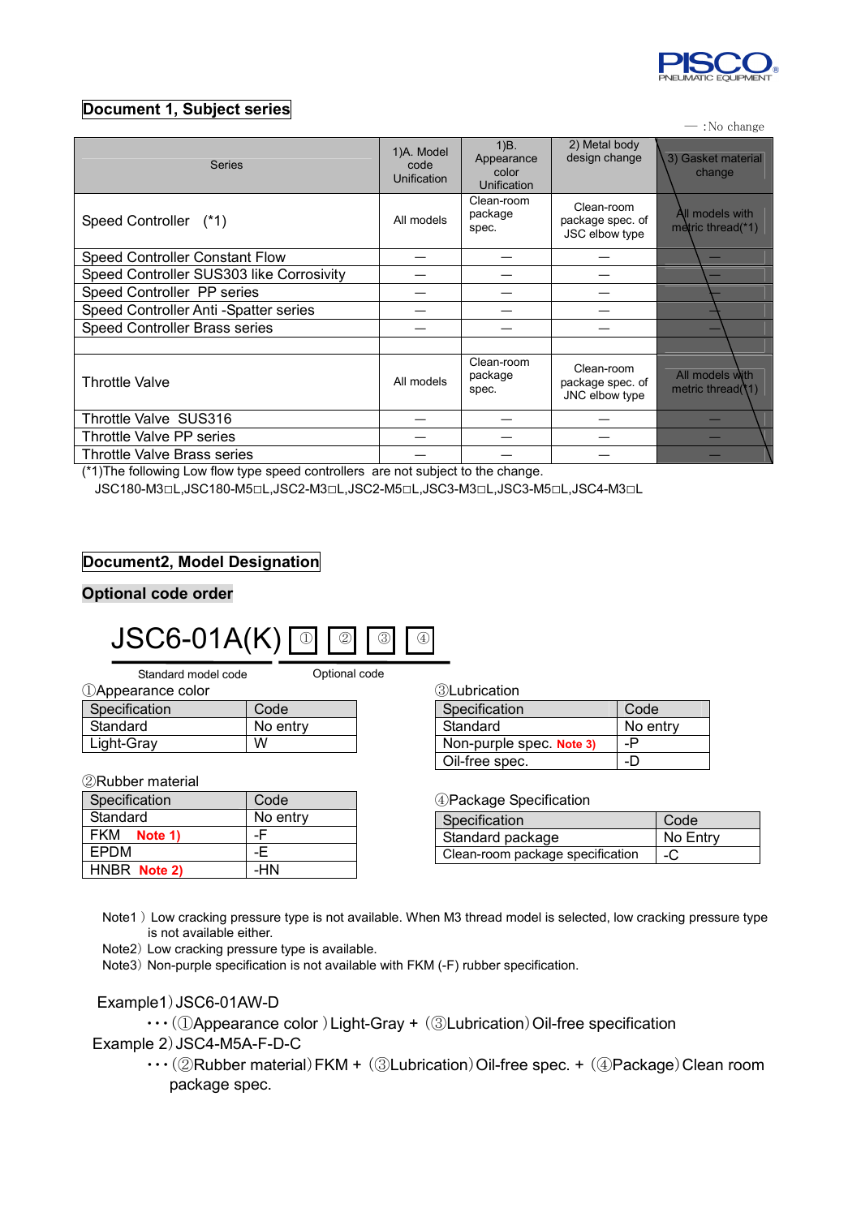**Document 1, Subject series**

— :No change

| Series | 1)A. Model code Unification | 1)B. Appearance color Unification | 2) Metal body design change | 3) Gasket material change |
|---|---|---|---|---|
| Speed Controller (*1) | All models | Clean-room package spec. | Clean-room package spec. of JSC elbow type | All models with metric thread(*1) |
| Speed Controller Constant Flow | — | — | — | — |
| Speed Controller SUS303 like Corrosivity | — | — | — | — |
| Speed Controller PP series | — | — | — | — |
| Speed Controller Anti -Spatter series | — | — | — | — |
| Speed Controller Brass series | — | — | — | — |
| | | | | |
| Throttle Valve | All models | Clean-room package spec. | Clean-room package spec. of JNC elbow type | All models with metric thread(*1) |
| Throttle Valve SUS316 | — | — | — | — |
| Throttle Valve PP series | — | — | — | — |
| Throttle Valve Brass series | — | — | — | — |

(*1)The following Low flow type speed controllers are not subject to the change.
JSC180-M3□L,JSC180-M5□L,JSC2-M3□L,JSC2-M5□L,JSC3-M3□L,JSC3-M5□L,JSC4-M3□L

**Document2, Model Designation**

**Optional code order**

JSC6-01A(K) ① ② ③ ④

Standard model code — Optional code

①Appearance color

| Specification | Code |
|---|---|
| Standard | No entry |
| Light-Gray | W |

②Rubber material

| Specification | Code |
|---|---|
| Standard | No entry |
| FKM Note 1) | -F |
| EPDM | -E |
| HNBR Note 2) | -HN |

③Lubrication

| Specification | Code |
|---|---|
| Standard | No entry |
| Non-purple spec. Note 3) | -P |
| Oil-free spec. | -D |

④Package Specification

| Specification | Code |
|---|---|
| Standard package | No Entry |
| Clean-room package specification | -C |

Note1) Low cracking pressure type is not available. When M3 thread model is selected, low cracking pressure type is not available either.
Note2) Low cracking pressure type is available.
Note3) Non-purple specification is not available with FKM (-F) rubber specification.

Example1) JSC6-01AW-D
･･･(①Appearance color ) Light-Gray + (③Lubrication) Oil-free specification

Example 2) JSC4-M5A-F-D-C
･･･(②Rubber material) FKM + (③Lubrication) Oil-free spec. + (④Package) Clean room package spec.